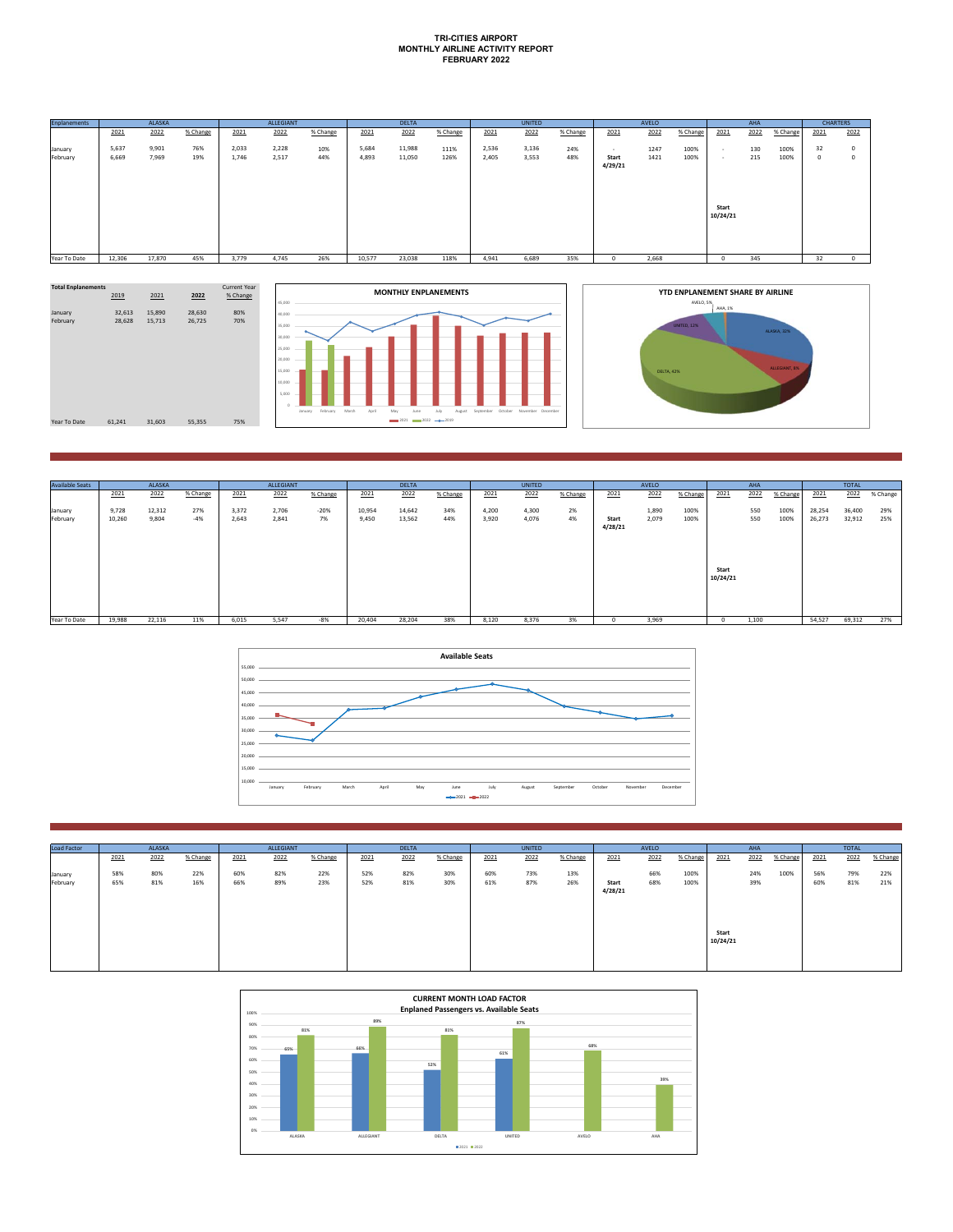# TRI-CITIES AIRPORT
## MONTHLY AIRLINE ACTIVITY REPORT
## FEBRUARY 2022

| Enplanements | ALASKA | | | ALLEGIANT | | | DELTA | | | UNITED | | | AVELO | | | AHA | | | CHARTERS | |
|---|---|---|---|---|---|---|---|---|---|---|---|---|---|---|---|---|---|---|---|---|
| | 2021 | 2022 | % Change | 2021 | 2022 | % Change | 2021 | 2022 | % Change | 2021 | 2022 | % Change | 2021 | 2022 | % Change | 2021 | 2022 | % Change | 2021 | 2022 |
| January | 5,637 | 9,901 | 76% | 2,033 | 2,228 | 10% | 5,684 | 11,988 | 111% | 2,536 | 3,136 | 24% | - | 1247 | 100% | - | 130 | 100% | 32 | 0 |
| February | 6,669 | 7,969 | 19% | 1,746 | 2,517 | 44% | 4,893 | 11,050 | 126% | 2,405 | 3,553 | 48% | Start 4/29/21 | 1421 | 100% | - | 215 | 100% | 0 | 0 |
| | | | | | | | | | | | | | | | | Start 10/24/21 | | | | |
| Year To Date | 12,306 | 17,870 | 45% | 3,779 | 4,745 | 26% | 10,577 | 23,038 | 118% | 4,941 | 6,689 | 35% | 0 | 2,668 | | 0 | 345 | | 32 | 0 |

| Total Enplanements | 2019 | 2021 | 2022 | Current Year % Change |
|---|---|---|---|---|
| January | 32,613 | 15,890 | 28,630 | 80% |
| February | 28,628 | 15,713 | 26,725 | 70% |
| Year To Date | 61,241 | 31,603 | 55,355 | 75% |

**MONTHLY ENPLANEMENTS**

**YTD ENPLANEMENT SHARE BY AIRLINE**

ALASKA, 32%; ALLEGIANT, 9%; DELTA, 42%; UNITED, 12%; AVELO, 5%; AHA, 1%

| Available Seats | ALASKA | | | ALLEGIANT | | | DELTA | | | UNITED | | | AVELO | | | AHA | | | TOTAL | | |
|---|---|---|---|---|---|---|---|---|---|---|---|---|---|---|---|---|---|---|---|---|---|
| | 2021 | 2022 | % Change | 2021 | 2022 | % Change | 2021 | 2022 | % Change | 2021 | 2022 | % Change | 2021 | 2022 | % Change | 2021 | 2022 | % Change | 2021 | 2022 | % Change |
| January | 9,728 | 12,312 | 27% | 3,372 | 2,706 | -20% | 10,954 | 14,642 | 34% | 4,200 | 4,300 | 2% | | 1,890 | 100% | | 550 | 100% | 28,254 | 36,400 | 29% |
| February | 10,260 | 9,804 | -4% | 2,643 | 2,841 | 7% | 9,450 | 13,562 | 44% | 3,920 | 4,076 | 4% | Start 4/28/21 | 2,079 | 100% | | 550 | 100% | 26,273 | 32,912 | 25% |
| | | | | | | | | | | | | | | | | Start 10/24/21 | | | | | |
| Year To Date | 19,988 | 22,116 | 11% | 6,015 | 5,547 | -8% | 20,404 | 28,204 | 38% | 8,120 | 8,376 | 3% | 0 | 3,969 | | 0 | 1,100 | | 54,527 | 69,312 | 27% |

**Available Seats**

| Load Factor | ALASKA | | | ALLEGIANT | | | DELTA | | | UNITED | | | AVELO | | | AHA | | | TOTAL | | |
|---|---|---|---|---|---|---|---|---|---|---|---|---|---|---|---|---|---|---|---|---|---|
| | 2021 | 2022 | % Change | 2021 | 2022 | % Change | 2021 | 2022 | % Change | 2021 | 2022 | % Change | 2021 | 2022 | % Change | 2021 | 2022 | % Change | 2021 | 2022 | % Change |
| January | 58% | 80% | 22% | 60% | 82% | 22% | 52% | 82% | 30% | 60% | 73% | 13% | | 66% | 100% | | 24% | 100% | 56% | 79% | 22% |
| February | 65% | 81% | 16% | 66% | 89% | 23% | 52% | 81% | 30% | 61% | 87% | 26% | Start 4/28/21 | 68% | 100% | | 39% | | 60% | 81% | 21% |
| | | | | | | | | | | | | | | | | Start 10/24/21 | | | | | |

**CURRENT MONTH LOAD FACTOR**
**Enplaned Passengers vs. Available Seats**

| | ALASKA | ALLEGIANT | DELTA | UNITED | AVELO | AHA |
|---|---|---|---|---|---|---|
| 2021 | 65% | 66% | 52% | 61% | | |
| 2022 | 81% | 89% | 81% | 87% | 68% | 39% |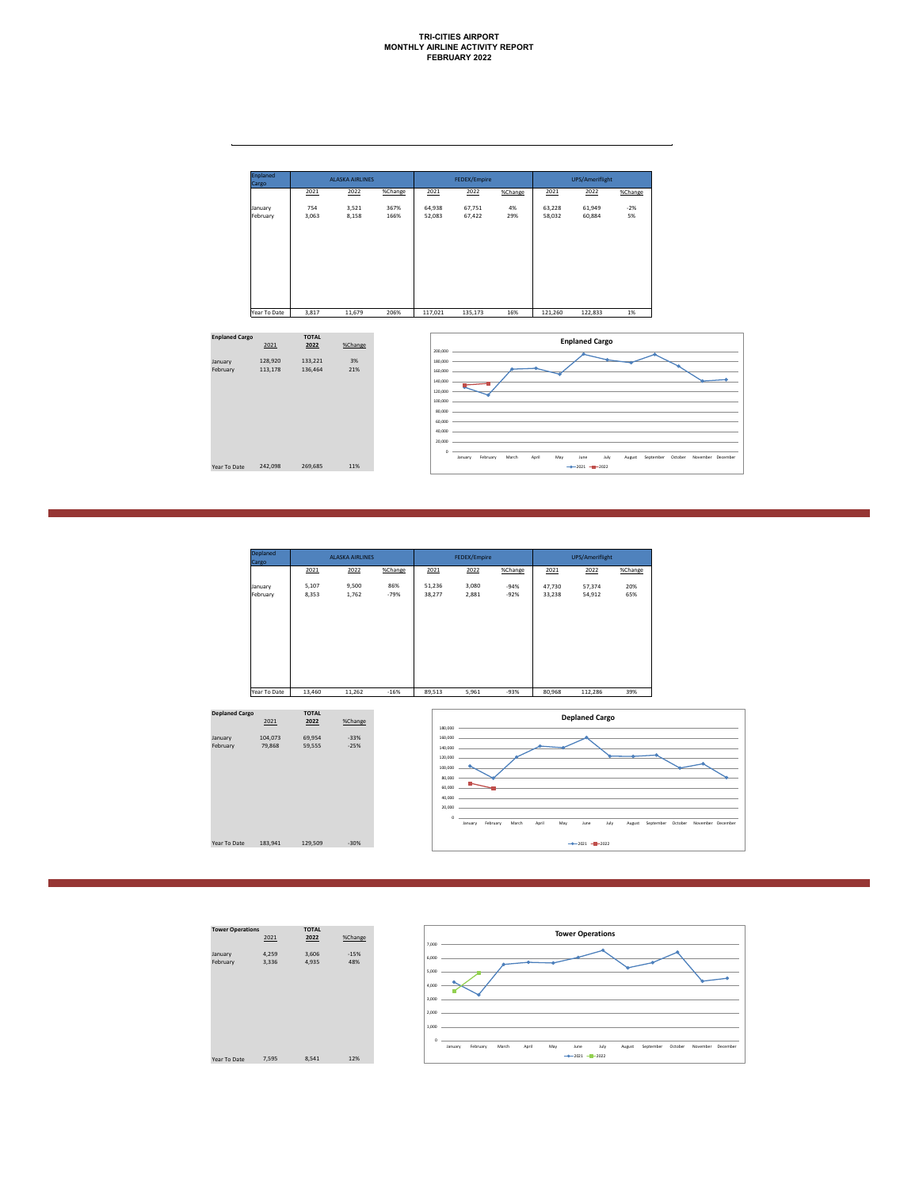# TRI-CITIES AIRPORT
## MONTHLY AIRLINE ACTIVITY REPORT
## FEBRUARY 2022

| Enplaned Cargo | ALASKA AIRLINES | | | FEDEX/Empire | | | UPS/Ameriflight | | |
|---|---|---|---|---|---|---|---|---|---|
| | 2021 | 2022 | %Change | 2021 | 2022 | %Change | 2021 | 2022 | %Change |
| January | 754 | 3,521 | 367% | 64,938 | 67,751 | 4% | 63,228 | 61,949 | -2% |
| February | 3,063 | 8,158 | 166% | 52,083 | 67,422 | 29% | 58,032 | 60,884 | 5% |
| Year To Date | 3,817 | 11,679 | 206% | 117,021 | 135,173 | 16% | 121,260 | 122,833 | 1% |

| Enplaned Cargo | 2021 | TOTAL 2022 | %Change |
|---|---|---|---|
| January | 128,920 | 133,221 | 3% |
| February | 113,178 | 136,464 | 21% |
| Year To Date | 242,098 | 269,685 | 11% |

Enplaned Cargo

200,000
180,000
160,000
140,000
120,000
100,000
80,000
60,000
40,000
20,000
0

January February March April May June July August September October November December

2021 2022

| Deplaned Cargo | ALASKA AIRLINES | | | FEDEX/Empire | | | UPS/Ameriflight | | |
|---|---|---|---|---|---|---|---|---|---|
| | 2021 | 2022 | %Change | 2021 | 2022 | %Change | 2021 | 2022 | %Change |
| January | 5,107 | 9,500 | 86% | 51,236 | 3,080 | -94% | 47,730 | 57,374 | 20% |
| February | 8,353 | 1,762 | -79% | 38,277 | 2,881 | -92% | 33,238 | 54,912 | 65% |
| Year To Date | 13,460 | 11,262 | -16% | 89,513 | 5,961 | -93% | 80,968 | 112,286 | 39% |

| Deplaned Cargo | 2021 | TOTAL 2022 | %Change |
|---|---|---|---|
| January | 104,073 | 69,954 | -33% |
| February | 79,868 | 59,555 | -25% |
| Year To Date | 183,941 | 129,509 | -30% |

Deplaned Cargo

180,000
160,000
140,000
120,000
100,000
80,000
60,000
40,000
20,000
0

January February March April May June July August September October November December

2021 2022

| Tower Operations | 2021 | TOTAL 2022 | %Change |
|---|---|---|---|
| January | 4,259 | 3,606 | -15% |
| February | 3,336 | 4,935 | 48% |
| Year To Date | 7,595 | 8,541 | 12% |

Tower Operations

7,000
6,000
5,000
4,000
3,000
2,000
1,000
0

January February March April May June July August September October November December

2021 2022